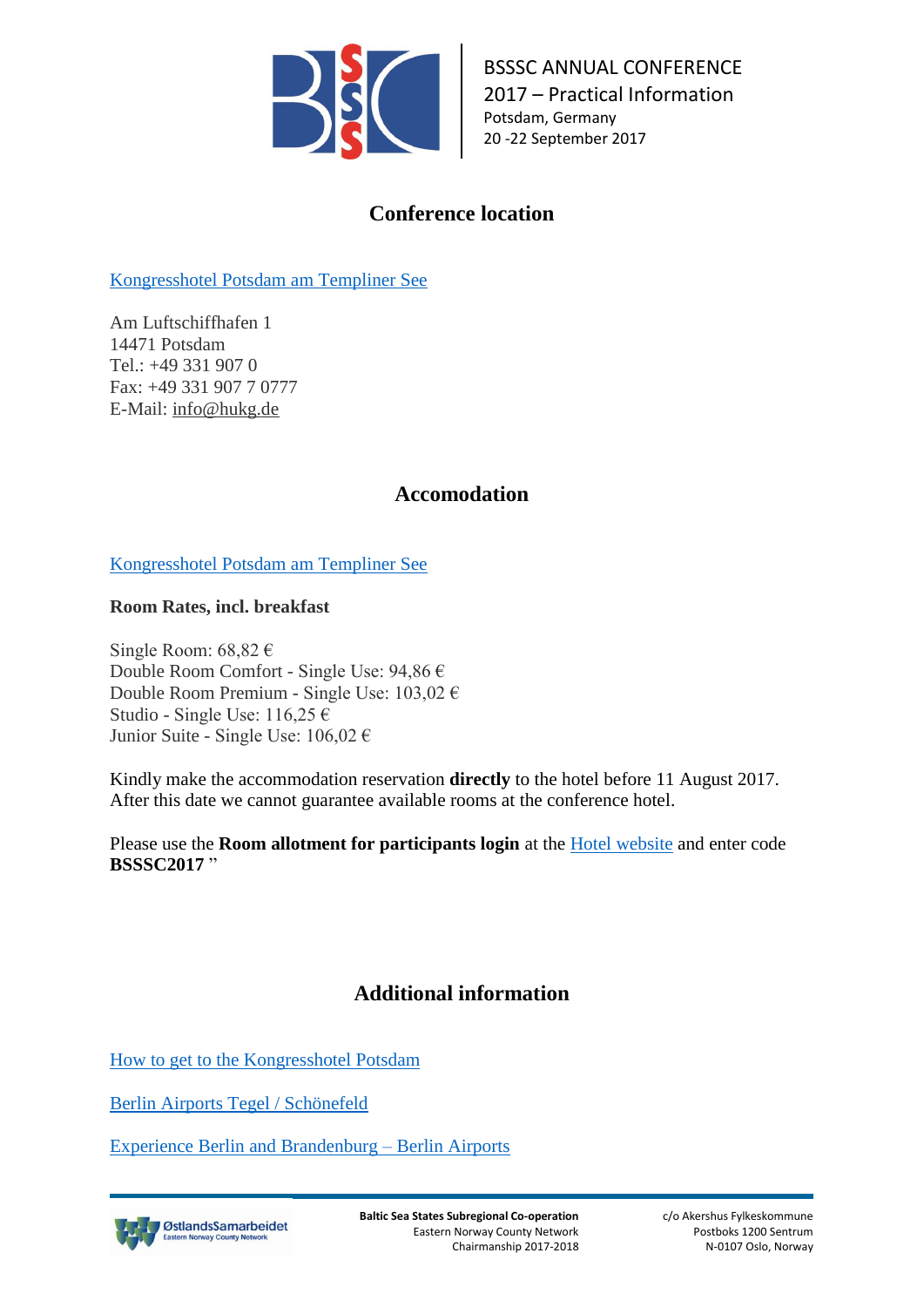BSSSC ANNUAL CONFERENCE 2017 – Practical Information
Potsdam, Germany
20 -22 September 2017

## Conference location

Kongresshotel Potsdam am Templiner See

Am Luftschiffhafen 1
14471 Potsdam
Tel.: +49 331 907 0
Fax: +49 331 907 7 0777
E-Mail: info@hukg.de

## Accomodation

Kongresshotel Potsdam am Templiner See

**Room Rates, incl. breakfast**

Single Room: 68,82 €
Double Room Comfort - Single Use: 94,86 €
Double Room Premium - Single Use: 103,02 €
Studio - Single Use: 116,25 €
Junior Suite - Single Use: 106,02 €

Kindly make the accommodation reservation **directly** to the hotel before 11 August 2017. After this date we cannot guarantee available rooms at the conference hotel.

Please use the **Room allotment for participants login** at the Hotel website and enter code **BSSSC2017** "

## Additional information

How to get to the Kongresshotel Potsdam

Berlin Airports Tegel / Schönefeld

Experience Berlin and Brandenburg – Berlin Airports

ØstlandsSamarbeidet
Eastern Norway County Network

**Baltic Sea States Subregional Co-operation**
Eastern Norway County Network
Chairmanship 2017-2018

c/o Akershus Fylkeskommune
Postboks 1200 Sentrum
N-0107 Oslo, Norway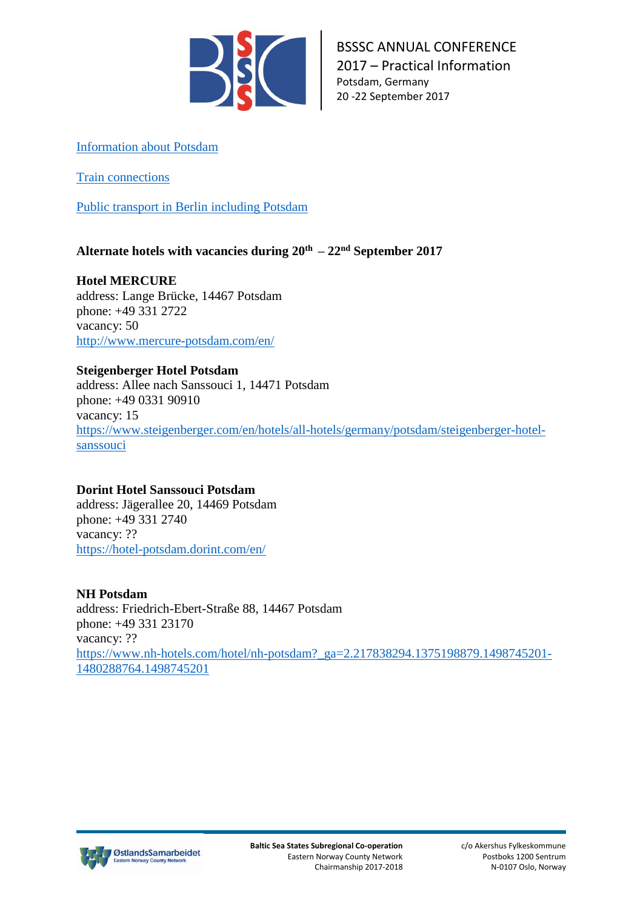BSSSC ANNUAL CONFERENCE 2017 – Practical Information
Potsdam, Germany
20 -22 September 2017

Information about Potsdam

Train connections

Public transport in Berlin including Potsdam

**Alternate hotels with vacancies during 20th – 22nd September 2017**

**Hotel MERCURE**
address: Lange Brücke, 14467 Potsdam
phone: +49 331 2722
vacancy: 50
http://www.mercure-potsdam.com/en/

**Steigenberger Hotel Potsdam**
address: Allee nach Sanssouci 1, 14471 Potsdam
phone: +49 0331 90910
vacancy: 15
https://www.steigenberger.com/en/hotels/all-hotels/germany/potsdam/steigenberger-hotel-sanssouci

**Dorint Hotel Sanssouci Potsdam**
address: Jägerallee 20, 14469 Potsdam
phone: +49 331 2740
vacancy: ??
https://hotel-potsdam.dorint.com/en/

**NH Potsdam**
address: Friedrich-Ebert-Straße 88, 14467 Potsdam
phone: +49 331 23170
vacancy: ??
https://www.nh-hotels.com/hotel/nh-potsdam?_ga=2.217838294.1375198879.1498745201-1480288764.1498745201